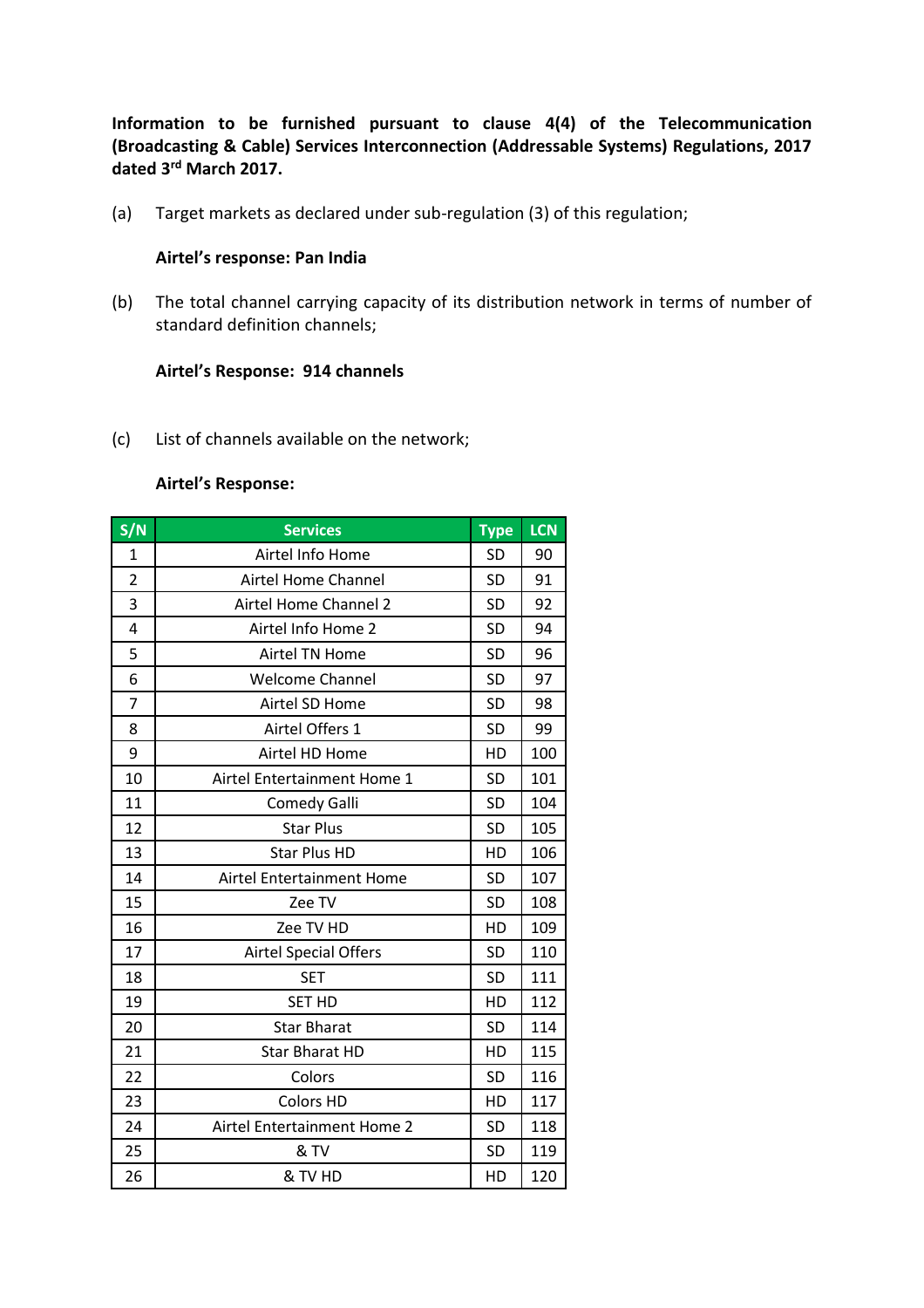**Information to be furnished pursuant to clause 4(4) of the Telecommunication (Broadcasting & Cable) Services Interconnection (Addressable Systems) Regulations, 2017 dated 3rd March 2017.**

(a) Target markets as declared under sub-regulation (3) of this regulation;

**Airtel's response: Pan India**

(b) The total channel carrying capacity of its distribution network in terms of number of standard definition channels;

**Airtel's Response: 914 channels**

(c) List of channels available on the network;

**Airtel's Response:**

| S/N | Services | Type | LCN |
|---|---|---|---|
| 1 | Airtel Info Home | SD | 90 |
| 2 | Airtel Home Channel | SD | 91 |
| 3 | Airtel Home Channel 2 | SD | 92 |
| 4 | Airtel Info Home 2 | SD | 94 |
| 5 | Airtel TN Home | SD | 96 |
| 6 | Welcome Channel | SD | 97 |
| 7 | Airtel SD Home | SD | 98 |
| 8 | Airtel Offers 1 | SD | 99 |
| 9 | Airtel HD Home | HD | 100 |
| 10 | Airtel Entertainment Home 1 | SD | 101 |
| 11 | Comedy Galli | SD | 104 |
| 12 | Star Plus | SD | 105 |
| 13 | Star Plus HD | HD | 106 |
| 14 | Airtel Entertainment Home | SD | 107 |
| 15 | Zee TV | SD | 108 |
| 16 | Zee TV HD | HD | 109 |
| 17 | Airtel Special Offers | SD | 110 |
| 18 | SET | SD | 111 |
| 19 | SET HD | HD | 112 |
| 20 | Star Bharat | SD | 114 |
| 21 | Star Bharat HD | HD | 115 |
| 22 | Colors | SD | 116 |
| 23 | Colors HD | HD | 117 |
| 24 | Airtel Entertainment Home 2 | SD | 118 |
| 25 | & TV | SD | 119 |
| 26 | & TV HD | HD | 120 |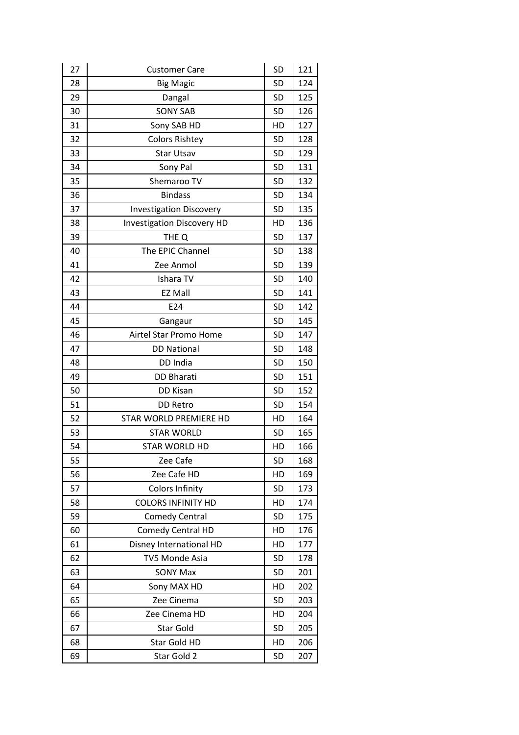| | | | |
|---|---|---|---|
| 27 | Customer Care | SD | 121 |
| 28 | Big Magic | SD | 124 |
| 29 | Dangal | SD | 125 |
| 30 | SONY SAB | SD | 126 |
| 31 | Sony SAB HD | HD | 127 |
| 32 | Colors Rishtey | SD | 128 |
| 33 | Star Utsav | SD | 129 |
| 34 | Sony Pal | SD | 131 |
| 35 | Shemaroo TV | SD | 132 |
| 36 | Bindass | SD | 134 |
| 37 | Investigation Discovery | SD | 135 |
| 38 | Investigation Discovery HD | HD | 136 |
| 39 | THE Q | SD | 137 |
| 40 | The EPIC Channel | SD | 138 |
| 41 | Zee Anmol | SD | 139 |
| 42 | Ishara TV | SD | 140 |
| 43 | EZ Mall | SD | 141 |
| 44 | E24 | SD | 142 |
| 45 | Gangaur | SD | 145 |
| 46 | Airtel Star Promo Home | SD | 147 |
| 47 | DD National | SD | 148 |
| 48 | DD India | SD | 150 |
| 49 | DD Bharati | SD | 151 |
| 50 | DD Kisan | SD | 152 |
| 51 | DD Retro | SD | 154 |
| 52 | STAR WORLD PREMIERE HD | HD | 164 |
| 53 | STAR WORLD | SD | 165 |
| 54 | STAR WORLD HD | HD | 166 |
| 55 | Zee Cafe | SD | 168 |
| 56 | Zee Cafe HD | HD | 169 |
| 57 | Colors Infinity | SD | 173 |
| 58 | COLORS INFINITY HD | HD | 174 |
| 59 | Comedy Central | SD | 175 |
| 60 | Comedy Central HD | HD | 176 |
| 61 | Disney International HD | HD | 177 |
| 62 | TV5 Monde Asia | SD | 178 |
| 63 | SONY Max | SD | 201 |
| 64 | Sony MAX HD | HD | 202 |
| 65 | Zee Cinema | SD | 203 |
| 66 | Zee Cinema HD | HD | 204 |
| 67 | Star Gold | SD | 205 |
| 68 | Star Gold HD | HD | 206 |
| 69 | Star Gold 2 | SD | 207 |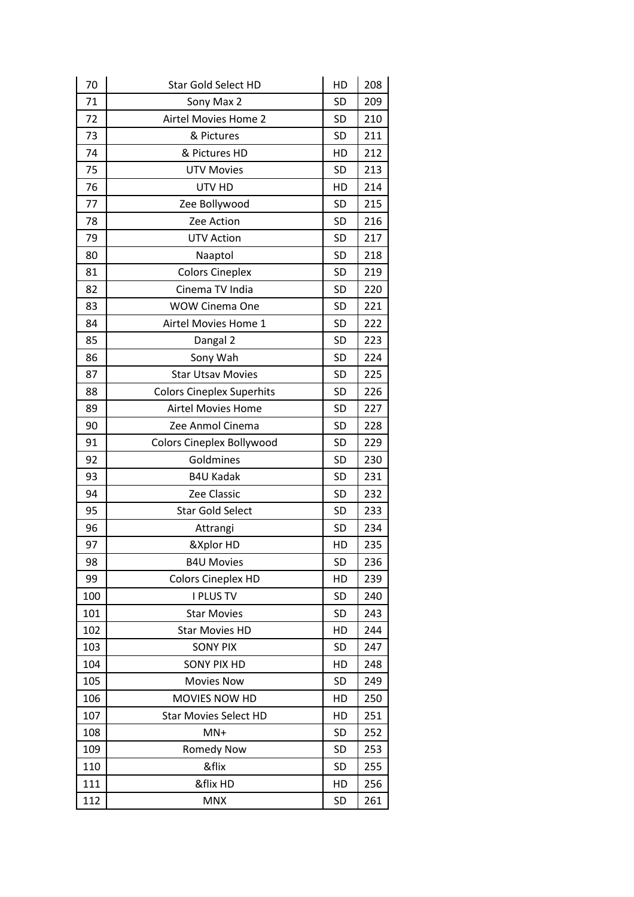| 70 | Star Gold Select HD | HD | 208 |
|---|---|---|---|
| 71 | Sony Max 2 | SD | 209 |
| 72 | Airtel Movies Home 2 | SD | 210 |
| 73 | & Pictures | SD | 211 |
| 74 | & Pictures HD | HD | 212 |
| 75 | UTV Movies | SD | 213 |
| 76 | UTV HD | HD | 214 |
| 77 | Zee Bollywood | SD | 215 |
| 78 | Zee Action | SD | 216 |
| 79 | UTV Action | SD | 217 |
| 80 | Naaptol | SD | 218 |
| 81 | Colors Cineplex | SD | 219 |
| 82 | Cinema TV India | SD | 220 |
| 83 | WOW Cinema One | SD | 221 |
| 84 | Airtel Movies Home 1 | SD | 222 |
| 85 | Dangal 2 | SD | 223 |
| 86 | Sony Wah | SD | 224 |
| 87 | Star Utsav Movies | SD | 225 |
| 88 | Colors Cineplex Superhits | SD | 226 |
| 89 | Airtel Movies Home | SD | 227 |
| 90 | Zee Anmol Cinema | SD | 228 |
| 91 | Colors Cineplex Bollywood | SD | 229 |
| 92 | Goldmines | SD | 230 |
| 93 | B4U Kadak | SD | 231 |
| 94 | Zee Classic | SD | 232 |
| 95 | Star Gold Select | SD | 233 |
| 96 | Attrangi | SD | 234 |
| 97 | &Xplor HD | HD | 235 |
| 98 | B4U Movies | SD | 236 |
| 99 | Colors Cineplex HD | HD | 239 |
| 100 | I PLUS TV | SD | 240 |
| 101 | Star Movies | SD | 243 |
| 102 | Star Movies HD | HD | 244 |
| 103 | SONY PIX | SD | 247 |
| 104 | SONY PIX HD | HD | 248 |
| 105 | Movies Now | SD | 249 |
| 106 | MOVIES NOW HD | HD | 250 |
| 107 | Star Movies Select HD | HD | 251 |
| 108 | MN+ | SD | 252 |
| 109 | Romedy Now | SD | 253 |
| 110 | &flix | SD | 255 |
| 111 | &flix HD | HD | 256 |
| 112 | MNX | SD | 261 |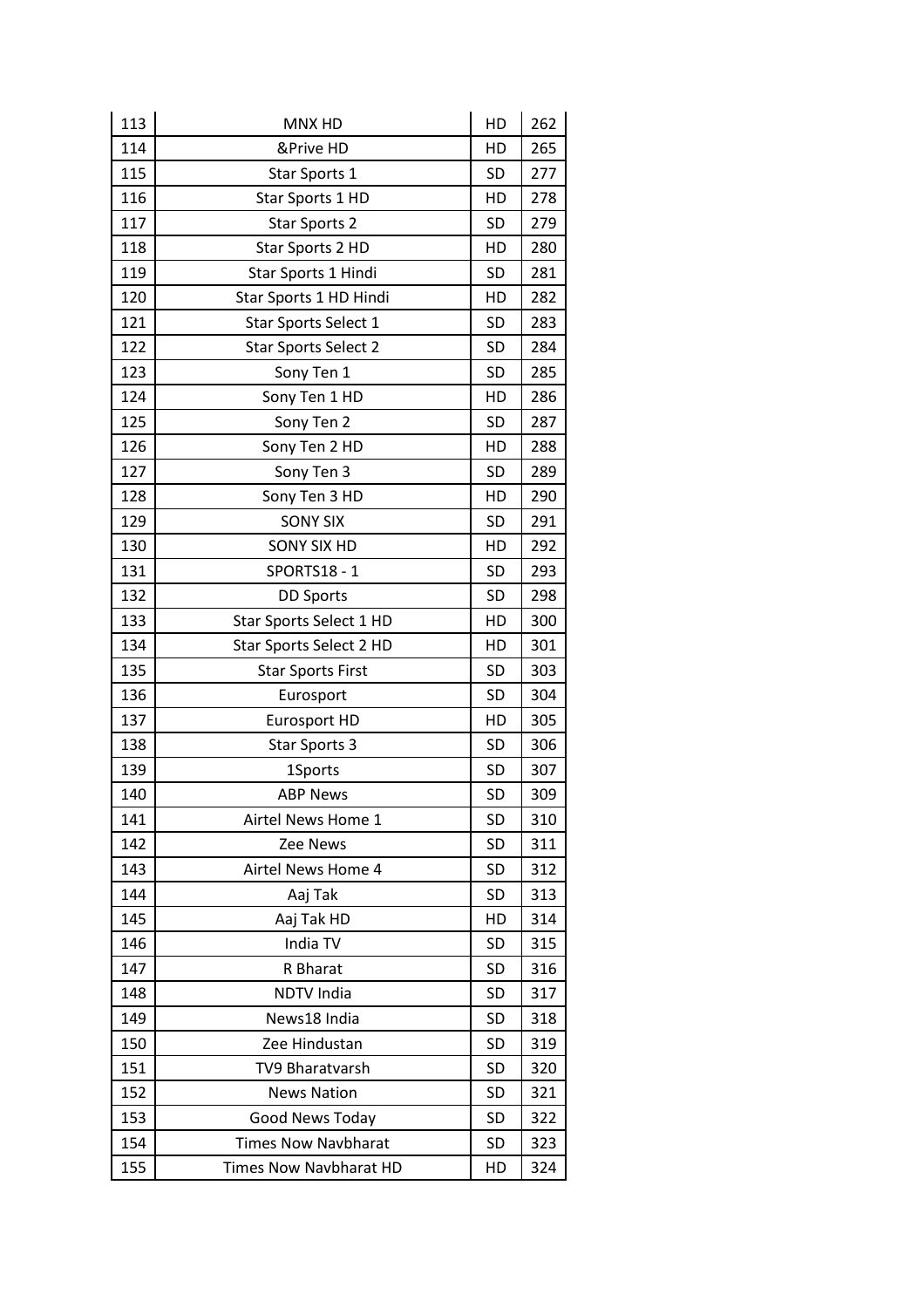| 113 | MNX HD | HD | 262 |
|---|---|---|---|
| 114 | &Prive HD | HD | 265 |
| 115 | Star Sports 1 | SD | 277 |
| 116 | Star Sports 1 HD | HD | 278 |
| 117 | Star Sports 2 | SD | 279 |
| 118 | Star Sports 2 HD | HD | 280 |
| 119 | Star Sports 1 Hindi | SD | 281 |
| 120 | Star Sports 1 HD Hindi | HD | 282 |
| 121 | Star Sports Select 1 | SD | 283 |
| 122 | Star Sports Select 2 | SD | 284 |
| 123 | Sony Ten 1 | SD | 285 |
| 124 | Sony Ten 1 HD | HD | 286 |
| 125 | Sony Ten 2 | SD | 287 |
| 126 | Sony Ten 2 HD | HD | 288 |
| 127 | Sony Ten 3 | SD | 289 |
| 128 | Sony Ten 3 HD | HD | 290 |
| 129 | SONY SIX | SD | 291 |
| 130 | SONY SIX HD | HD | 292 |
| 131 | SPORTS18 - 1 | SD | 293 |
| 132 | DD Sports | SD | 298 |
| 133 | Star Sports Select 1 HD | HD | 300 |
| 134 | Star Sports Select 2 HD | HD | 301 |
| 135 | Star Sports First | SD | 303 |
| 136 | Eurosport | SD | 304 |
| 137 | Eurosport HD | HD | 305 |
| 138 | Star Sports 3 | SD | 306 |
| 139 | 1Sports | SD | 307 |
| 140 | ABP News | SD | 309 |
| 141 | Airtel News Home 1 | SD | 310 |
| 142 | Zee News | SD | 311 |
| 143 | Airtel News Home 4 | SD | 312 |
| 144 | Aaj Tak | SD | 313 |
| 145 | Aaj Tak HD | HD | 314 |
| 146 | India TV | SD | 315 |
| 147 | R Bharat | SD | 316 |
| 148 | NDTV India | SD | 317 |
| 149 | News18 India | SD | 318 |
| 150 | Zee Hindustan | SD | 319 |
| 151 | TV9 Bharatvarsh | SD | 320 |
| 152 | News Nation | SD | 321 |
| 153 | Good News Today | SD | 322 |
| 154 | Times Now Navbharat | SD | 323 |
| 155 | Times Now Navbharat HD | HD | 324 |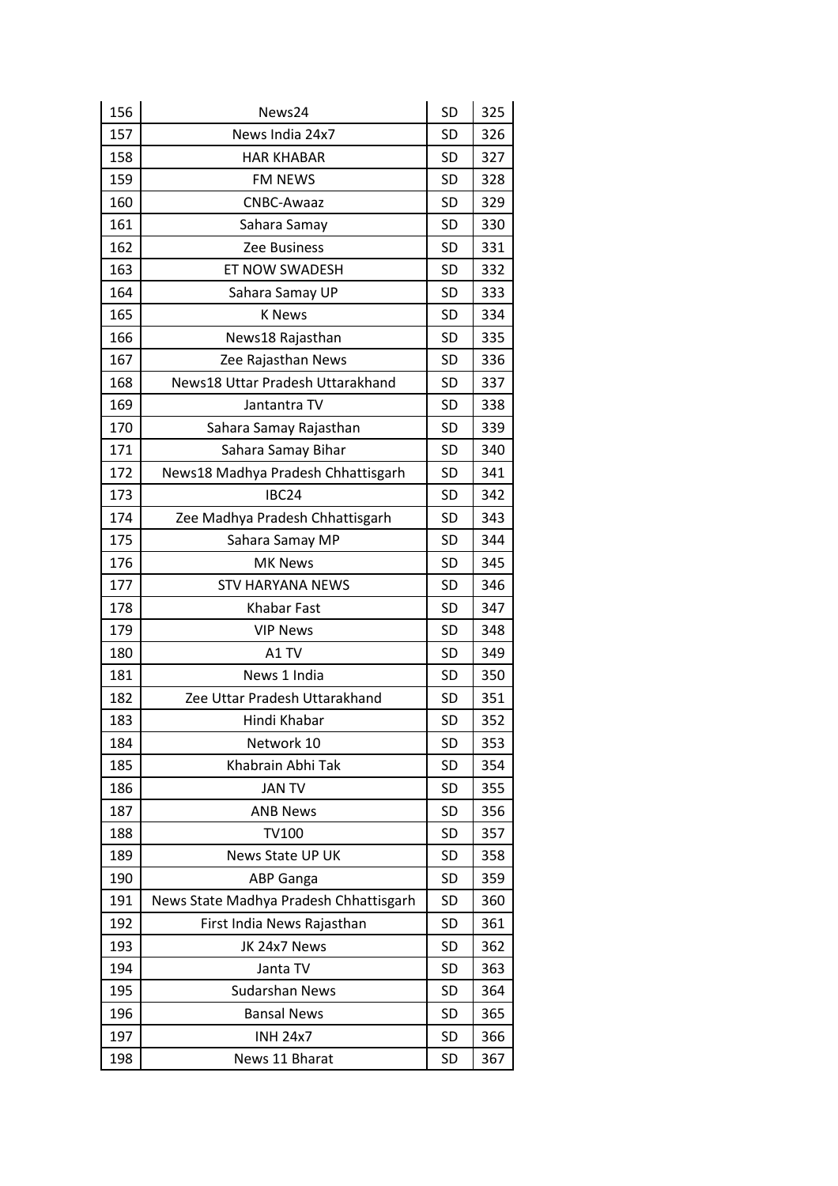| 156 | News24 | SD | 325 |
|---|---|---|---|
| 157 | News India 24x7 | SD | 326 |
| 158 | HAR KHABAR | SD | 327 |
| 159 | FM NEWS | SD | 328 |
| 160 | CNBC-Awaaz | SD | 329 |
| 161 | Sahara Samay | SD | 330 |
| 162 | Zee Business | SD | 331 |
| 163 | ET NOW SWADESH | SD | 332 |
| 164 | Sahara Samay UP | SD | 333 |
| 165 | K News | SD | 334 |
| 166 | News18 Rajasthan | SD | 335 |
| 167 | Zee Rajasthan News | SD | 336 |
| 168 | News18 Uttar Pradesh Uttarakhand | SD | 337 |
| 169 | Jantantra TV | SD | 338 |
| 170 | Sahara Samay Rajasthan | SD | 339 |
| 171 | Sahara Samay Bihar | SD | 340 |
| 172 | News18 Madhya Pradesh Chhattisgarh | SD | 341 |
| 173 | IBC24 | SD | 342 |
| 174 | Zee Madhya Pradesh Chhattisgarh | SD | 343 |
| 175 | Sahara Samay MP | SD | 344 |
| 176 | MK News | SD | 345 |
| 177 | STV HARYANA NEWS | SD | 346 |
| 178 | Khabar Fast | SD | 347 |
| 179 | VIP News | SD | 348 |
| 180 | A1 TV | SD | 349 |
| 181 | News 1 India | SD | 350 |
| 182 | Zee Uttar Pradesh Uttarakhand | SD | 351 |
| 183 | Hindi Khabar | SD | 352 |
| 184 | Network 10 | SD | 353 |
| 185 | Khabrain Abhi Tak | SD | 354 |
| 186 | JAN TV | SD | 355 |
| 187 | ANB News | SD | 356 |
| 188 | TV100 | SD | 357 |
| 189 | News State UP UK | SD | 358 |
| 190 | ABP Ganga | SD | 359 |
| 191 | News State Madhya Pradesh Chhattisgarh | SD | 360 |
| 192 | First India News Rajasthan | SD | 361 |
| 193 | JK 24x7 News | SD | 362 |
| 194 | Janta TV | SD | 363 |
| 195 | Sudarshan News | SD | 364 |
| 196 | Bansal News | SD | 365 |
| 197 | INH 24x7 | SD | 366 |
| 198 | News 11 Bharat | SD | 367 |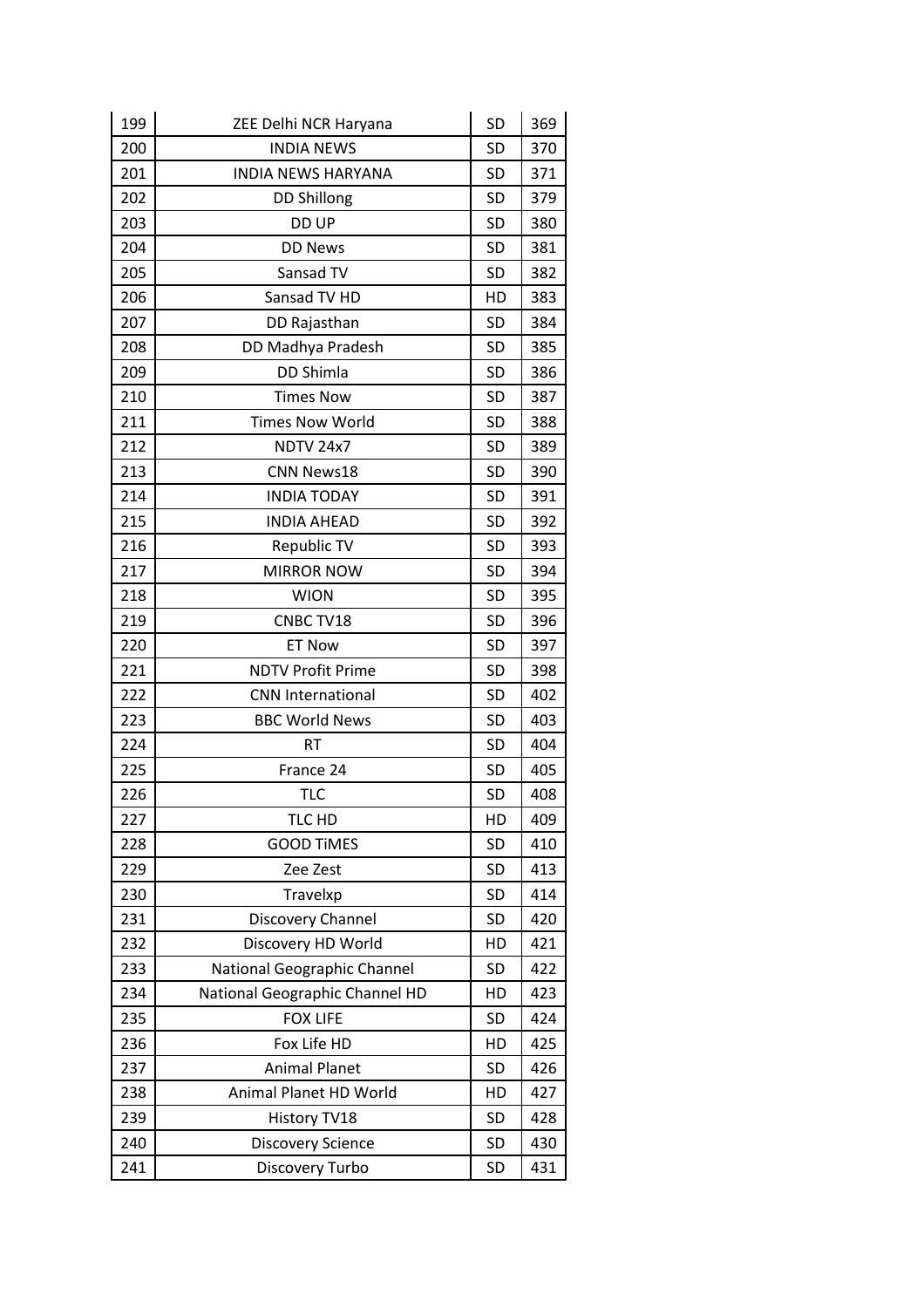| 199 | ZEE Delhi NCR Haryana | SD | 369 |
|---|---|---|---|
| 200 | INDIA NEWS | SD | 370 |
| 201 | INDIA NEWS HARYANA | SD | 371 |
| 202 | DD Shillong | SD | 379 |
| 203 | DD UP | SD | 380 |
| 204 | DD News | SD | 381 |
| 205 | Sansad TV | SD | 382 |
| 206 | Sansad TV HD | HD | 383 |
| 207 | DD Rajasthan | SD | 384 |
| 208 | DD Madhya Pradesh | SD | 385 |
| 209 | DD Shimla | SD | 386 |
| 210 | Times Now | SD | 387 |
| 211 | Times Now World | SD | 388 |
| 212 | NDTV 24x7 | SD | 389 |
| 213 | CNN News18 | SD | 390 |
| 214 | INDIA TODAY | SD | 391 |
| 215 | INDIA AHEAD | SD | 392 |
| 216 | Republic TV | SD | 393 |
| 217 | MIRROR NOW | SD | 394 |
| 218 | WION | SD | 395 |
| 219 | CNBC TV18 | SD | 396 |
| 220 | ET Now | SD | 397 |
| 221 | NDTV Profit Prime | SD | 398 |
| 222 | CNN International | SD | 402 |
| 223 | BBC World News | SD | 403 |
| 224 | RT | SD | 404 |
| 225 | France 24 | SD | 405 |
| 226 | TLC | SD | 408 |
| 227 | TLC HD | HD | 409 |
| 228 | GOOD TiMES | SD | 410 |
| 229 | Zee Zest | SD | 413 |
| 230 | Travelxp | SD | 414 |
| 231 | Discovery Channel | SD | 420 |
| 232 | Discovery HD World | HD | 421 |
| 233 | National Geographic Channel | SD | 422 |
| 234 | National Geographic Channel HD | HD | 423 |
| 235 | FOX LIFE | SD | 424 |
| 236 | Fox Life HD | HD | 425 |
| 237 | Animal Planet | SD | 426 |
| 238 | Animal Planet HD World | HD | 427 |
| 239 | History TV18 | SD | 428 |
| 240 | Discovery Science | SD | 430 |
| 241 | Discovery Turbo | SD | 431 |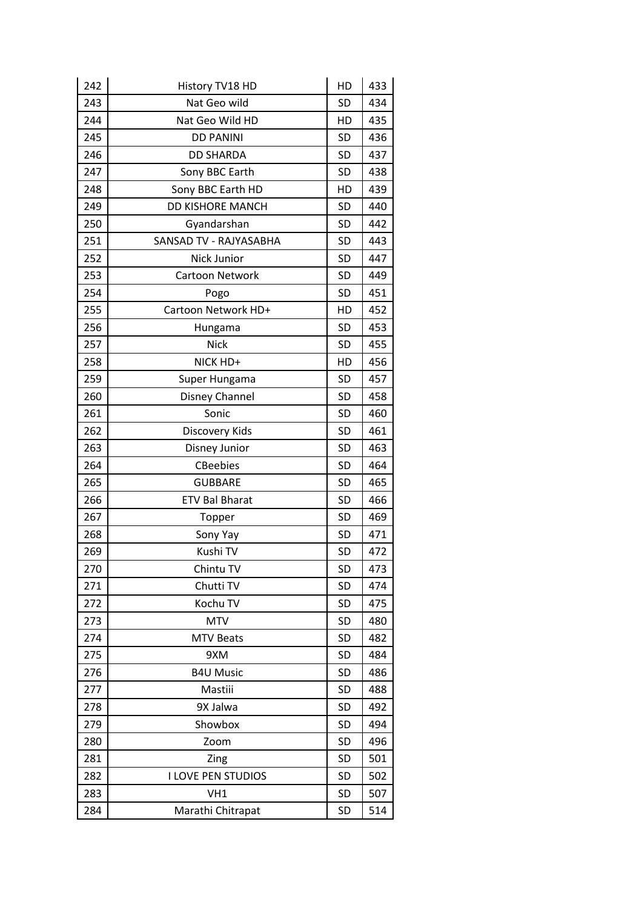| 242 | History TV18 HD | HD | 433 |
|---|---|---|---|
| 243 | Nat Geo wild | SD | 434 |
| 244 | Nat Geo Wild HD | HD | 435 |
| 245 | DD PANINI | SD | 436 |
| 246 | DD SHARDA | SD | 437 |
| 247 | Sony BBC Earth | SD | 438 |
| 248 | Sony BBC Earth HD | HD | 439 |
| 249 | DD KISHORE MANCH | SD | 440 |
| 250 | Gyandarshan | SD | 442 |
| 251 | SANSAD TV - RAJYASABHA | SD | 443 |
| 252 | Nick Junior | SD | 447 |
| 253 | Cartoon Network | SD | 449 |
| 254 | Pogo | SD | 451 |
| 255 | Cartoon Network HD+ | HD | 452 |
| 256 | Hungama | SD | 453 |
| 257 | Nick | SD | 455 |
| 258 | NICK HD+ | HD | 456 |
| 259 | Super Hungama | SD | 457 |
| 260 | Disney Channel | SD | 458 |
| 261 | Sonic | SD | 460 |
| 262 | Discovery Kids | SD | 461 |
| 263 | Disney Junior | SD | 463 |
| 264 | CBeebies | SD | 464 |
| 265 | GUBBARE | SD | 465 |
| 266 | ETV Bal Bharat | SD | 466 |
| 267 | Topper | SD | 469 |
| 268 | Sony Yay | SD | 471 |
| 269 | Kushi TV | SD | 472 |
| 270 | Chintu TV | SD | 473 |
| 271 | Chutti TV | SD | 474 |
| 272 | Kochu TV | SD | 475 |
| 273 | MTV | SD | 480 |
| 274 | MTV Beats | SD | 482 |
| 275 | 9XM | SD | 484 |
| 276 | B4U Music | SD | 486 |
| 277 | Mastiii | SD | 488 |
| 278 | 9X Jalwa | SD | 492 |
| 279 | Showbox | SD | 494 |
| 280 | Zoom | SD | 496 |
| 281 | Zing | SD | 501 |
| 282 | I LOVE PEN STUDIOS | SD | 502 |
| 283 | VH1 | SD | 507 |
| 284 | Marathi Chitrapat | SD | 514 |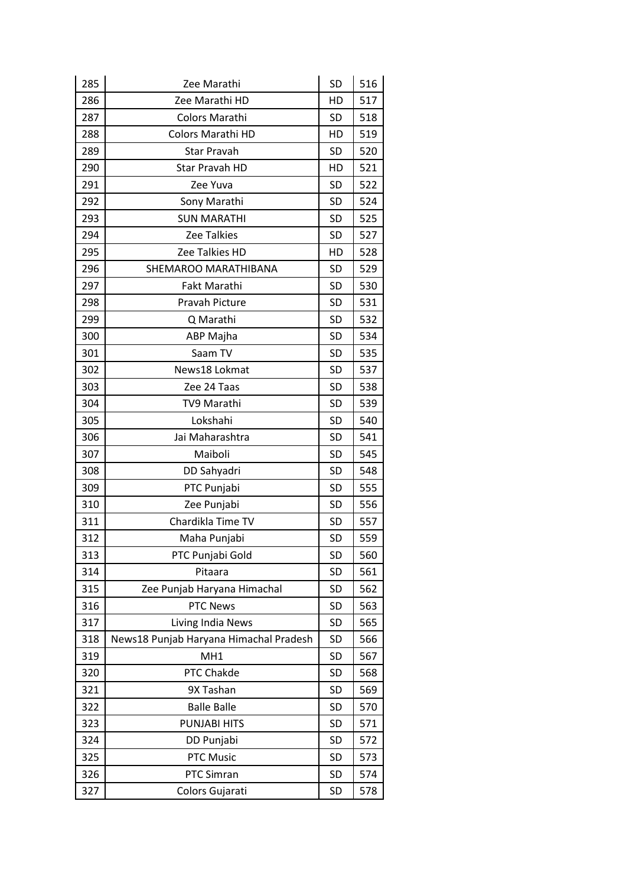| 285 | Zee Marathi | SD | 516 |
|---|---|---|---|
| 286 | Zee Marathi HD | HD | 517 |
| 287 | Colors Marathi | SD | 518 |
| 288 | Colors Marathi HD | HD | 519 |
| 289 | Star Pravah | SD | 520 |
| 290 | Star Pravah HD | HD | 521 |
| 291 | Zee Yuva | SD | 522 |
| 292 | Sony Marathi | SD | 524 |
| 293 | SUN MARATHI | SD | 525 |
| 294 | Zee Talkies | SD | 527 |
| 295 | Zee Talkies HD | HD | 528 |
| 296 | SHEMAROO MARATHIBANA | SD | 529 |
| 297 | Fakt Marathi | SD | 530 |
| 298 | Pravah Picture | SD | 531 |
| 299 | Q Marathi | SD | 532 |
| 300 | ABP Majha | SD | 534 |
| 301 | Saam TV | SD | 535 |
| 302 | News18 Lokmat | SD | 537 |
| 303 | Zee 24 Taas | SD | 538 |
| 304 | TV9 Marathi | SD | 539 |
| 305 | Lokshahi | SD | 540 |
| 306 | Jai Maharashtra | SD | 541 |
| 307 | Maiboli | SD | 545 |
| 308 | DD Sahyadri | SD | 548 |
| 309 | PTC Punjabi | SD | 555 |
| 310 | Zee Punjabi | SD | 556 |
| 311 | Chardikla Time TV | SD | 557 |
| 312 | Maha Punjabi | SD | 559 |
| 313 | PTC Punjabi Gold | SD | 560 |
| 314 | Pitaara | SD | 561 |
| 315 | Zee Punjab Haryana Himachal | SD | 562 |
| 316 | PTC News | SD | 563 |
| 317 | Living India News | SD | 565 |
| 318 | News18 Punjab Haryana Himachal Pradesh | SD | 566 |
| 319 | MH1 | SD | 567 |
| 320 | PTC Chakde | SD | 568 |
| 321 | 9X Tashan | SD | 569 |
| 322 | Balle Balle | SD | 570 |
| 323 | PUNJABI HITS | SD | 571 |
| 324 | DD Punjabi | SD | 572 |
| 325 | PTC Music | SD | 573 |
| 326 | PTC Simran | SD | 574 |
| 327 | Colors Gujarati | SD | 578 |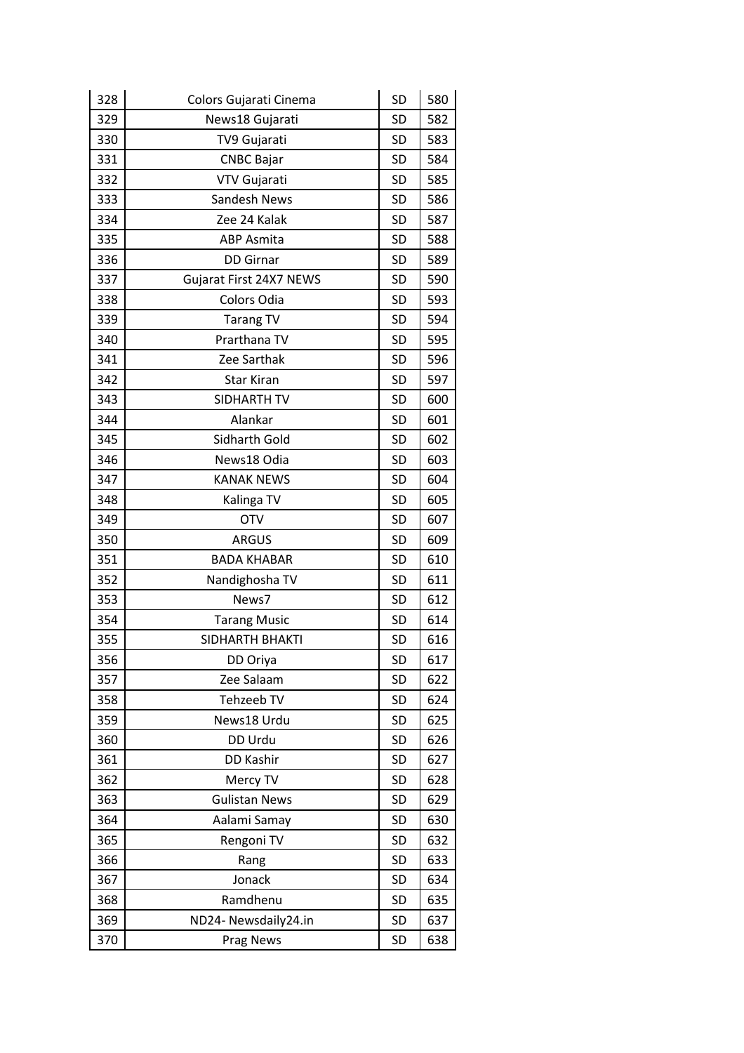| 328 | Colors Gujarati Cinema | SD | 580 |
|---|---|---|---|
| 329 | News18 Gujarati | SD | 582 |
| 330 | TV9 Gujarati | SD | 583 |
| 331 | CNBC Bajar | SD | 584 |
| 332 | VTV Gujarati | SD | 585 |
| 333 | Sandesh News | SD | 586 |
| 334 | Zee 24 Kalak | SD | 587 |
| 335 | ABP Asmita | SD | 588 |
| 336 | DD Girnar | SD | 589 |
| 337 | Gujarat First 24X7 NEWS | SD | 590 |
| 338 | Colors Odia | SD | 593 |
| 339 | Tarang TV | SD | 594 |
| 340 | Prarthana TV | SD | 595 |
| 341 | Zee Sarthak | SD | 596 |
| 342 | Star Kiran | SD | 597 |
| 343 | SIDHARTH TV | SD | 600 |
| 344 | Alankar | SD | 601 |
| 345 | Sidharth Gold | SD | 602 |
| 346 | News18 Odia | SD | 603 |
| 347 | KANAK NEWS | SD | 604 |
| 348 | Kalinga TV | SD | 605 |
| 349 | OTV | SD | 607 |
| 350 | ARGUS | SD | 609 |
| 351 | BADA KHABAR | SD | 610 |
| 352 | Nandighosha TV | SD | 611 |
| 353 | News7 | SD | 612 |
| 354 | Tarang Music | SD | 614 |
| 355 | SIDHARTH BHAKTI | SD | 616 |
| 356 | DD Oriya | SD | 617 |
| 357 | Zee Salaam | SD | 622 |
| 358 | Tehzeeb TV | SD | 624 |
| 359 | News18 Urdu | SD | 625 |
| 360 | DD Urdu | SD | 626 |
| 361 | DD Kashir | SD | 627 |
| 362 | Mercy TV | SD | 628 |
| 363 | Gulistan News | SD | 629 |
| 364 | Aalami Samay | SD | 630 |
| 365 | Rengoni TV | SD | 632 |
| 366 | Rang | SD | 633 |
| 367 | Jonack | SD | 634 |
| 368 | Ramdhenu | SD | 635 |
| 369 | ND24- Newsdaily24.in | SD | 637 |
| 370 | Prag News | SD | 638 |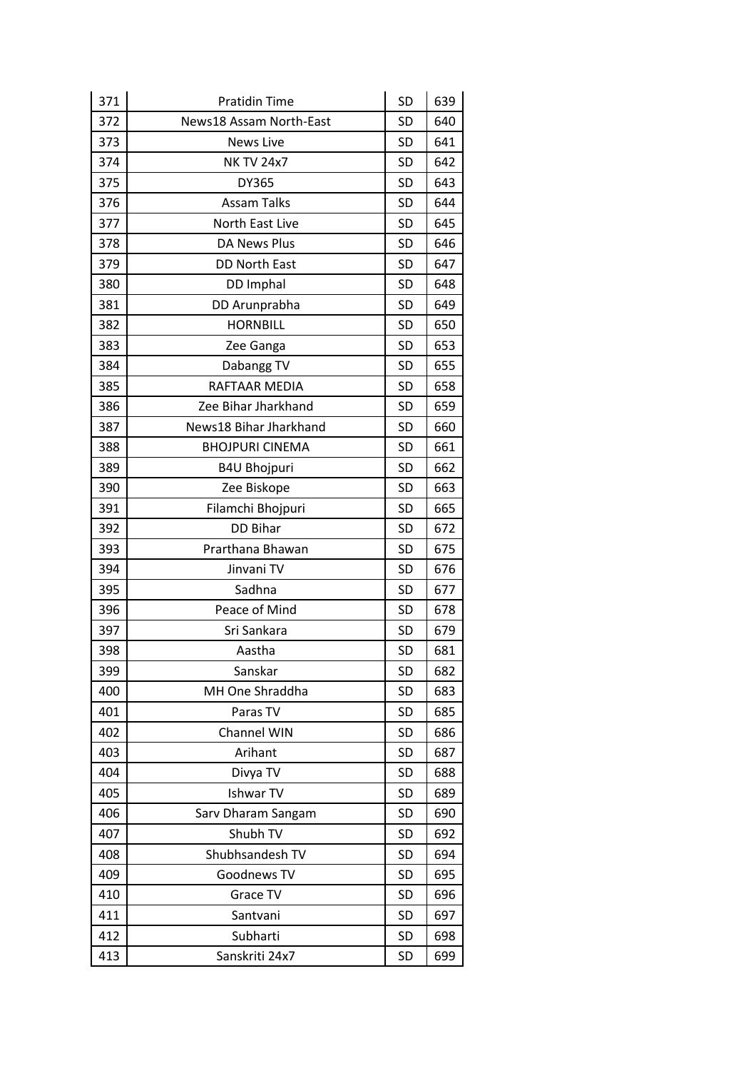| 371 | Pratidin Time | SD | 639 |
|---|---|---|---|
| 372 | News18 Assam North-East | SD | 640 |
| 373 | News Live | SD | 641 |
| 374 | NK TV 24x7 | SD | 642 |
| 375 | DY365 | SD | 643 |
| 376 | Assam Talks | SD | 644 |
| 377 | North East Live | SD | 645 |
| 378 | DA News Plus | SD | 646 |
| 379 | DD North East | SD | 647 |
| 380 | DD Imphal | SD | 648 |
| 381 | DD Arunprabha | SD | 649 |
| 382 | HORNBILL | SD | 650 |
| 383 | Zee Ganga | SD | 653 |
| 384 | Dabangg TV | SD | 655 |
| 385 | RAFTAAR MEDIA | SD | 658 |
| 386 | Zee Bihar Jharkhand | SD | 659 |
| 387 | News18 Bihar Jharkhand | SD | 660 |
| 388 | BHOJPURI CINEMA | SD | 661 |
| 389 | B4U Bhojpuri | SD | 662 |
| 390 | Zee Biskope | SD | 663 |
| 391 | Filamchi Bhojpuri | SD | 665 |
| 392 | DD Bihar | SD | 672 |
| 393 | Prarthana Bhawan | SD | 675 |
| 394 | Jinvani TV | SD | 676 |
| 395 | Sadhna | SD | 677 |
| 396 | Peace of Mind | SD | 678 |
| 397 | Sri Sankara | SD | 679 |
| 398 | Aastha | SD | 681 |
| 399 | Sanskar | SD | 682 |
| 400 | MH One Shraddha | SD | 683 |
| 401 | Paras TV | SD | 685 |
| 402 | Channel WIN | SD | 686 |
| 403 | Arihant | SD | 687 |
| 404 | Divya TV | SD | 688 |
| 405 | Ishwar TV | SD | 689 |
| 406 | Sarv Dharam Sangam | SD | 690 |
| 407 | Shubh TV | SD | 692 |
| 408 | Shubhsandesh TV | SD | 694 |
| 409 | Goodnews TV | SD | 695 |
| 410 | Grace TV | SD | 696 |
| 411 | Santvani | SD | 697 |
| 412 | Subharti | SD | 698 |
| 413 | Sanskriti 24x7 | SD | 699 |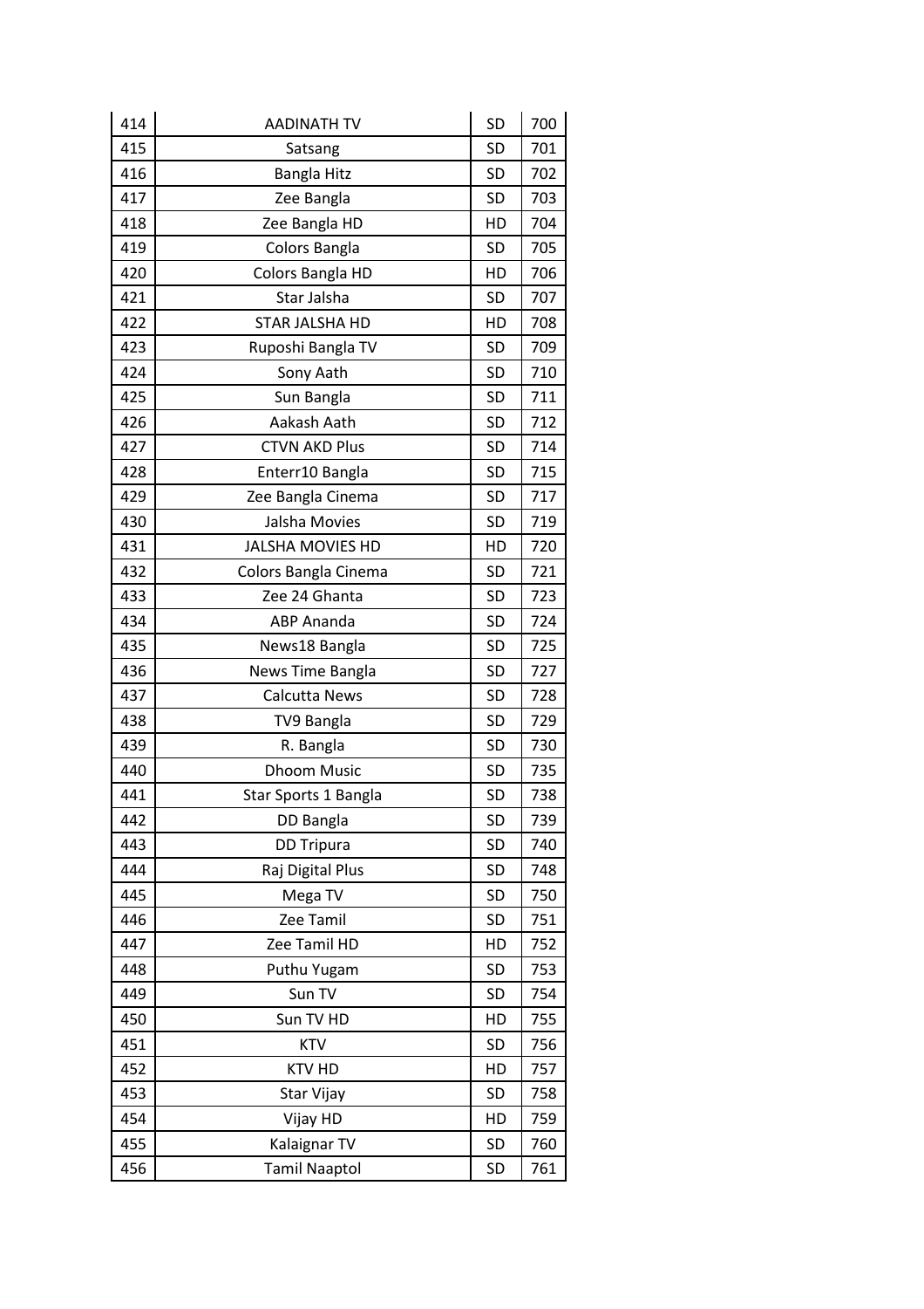| 414 | AADINATH TV | SD | 700 |
|---|---|---|---|
| 415 | Satsang | SD | 701 |
| 416 | Bangla Hitz | SD | 702 |
| 417 | Zee Bangla | SD | 703 |
| 418 | Zee Bangla HD | HD | 704 |
| 419 | Colors Bangla | SD | 705 |
| 420 | Colors Bangla HD | HD | 706 |
| 421 | Star Jalsha | SD | 707 |
| 422 | STAR JALSHA HD | HD | 708 |
| 423 | Ruposhi Bangla TV | SD | 709 |
| 424 | Sony Aath | SD | 710 |
| 425 | Sun Bangla | SD | 711 |
| 426 | Aakash Aath | SD | 712 |
| 427 | CTVN AKD Plus | SD | 714 |
| 428 | Enterr10 Bangla | SD | 715 |
| 429 | Zee Bangla Cinema | SD | 717 |
| 430 | Jalsha Movies | SD | 719 |
| 431 | JALSHA MOVIES HD | HD | 720 |
| 432 | Colors Bangla Cinema | SD | 721 |
| 433 | Zee 24 Ghanta | SD | 723 |
| 434 | ABP Ananda | SD | 724 |
| 435 | News18 Bangla | SD | 725 |
| 436 | News Time Bangla | SD | 727 |
| 437 | Calcutta News | SD | 728 |
| 438 | TV9 Bangla | SD | 729 |
| 439 | R. Bangla | SD | 730 |
| 440 | Dhoom Music | SD | 735 |
| 441 | Star Sports 1 Bangla | SD | 738 |
| 442 | DD Bangla | SD | 739 |
| 443 | DD Tripura | SD | 740 |
| 444 | Raj Digital Plus | SD | 748 |
| 445 | Mega TV | SD | 750 |
| 446 | Zee Tamil | SD | 751 |
| 447 | Zee Tamil HD | HD | 752 |
| 448 | Puthu Yugam | SD | 753 |
| 449 | Sun TV | SD | 754 |
| 450 | Sun TV HD | HD | 755 |
| 451 | KTV | SD | 756 |
| 452 | KTV HD | HD | 757 |
| 453 | Star Vijay | SD | 758 |
| 454 | Vijay HD | HD | 759 |
| 455 | Kalaignar TV | SD | 760 |
| 456 | Tamil Naaptol | SD | 761 |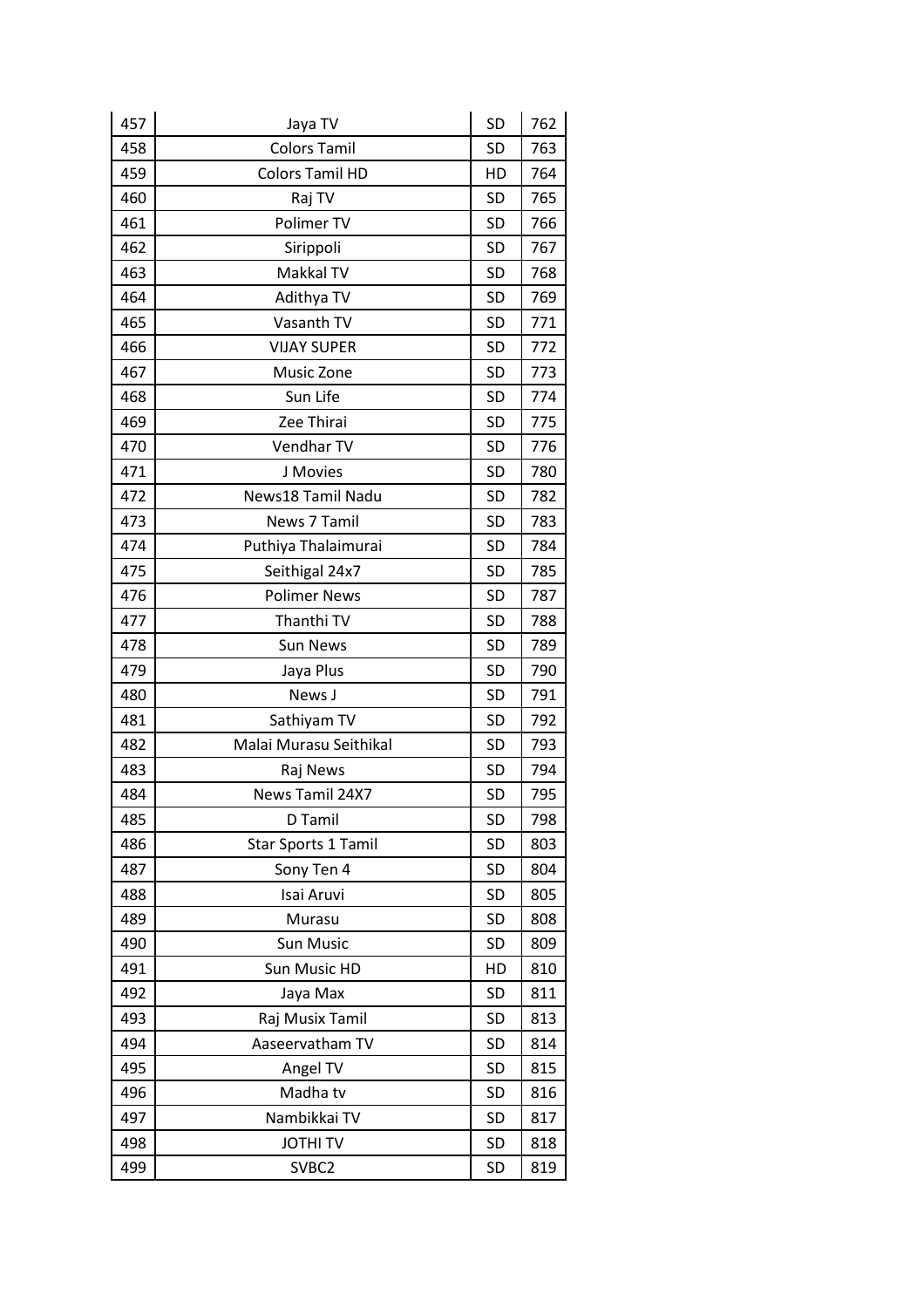| 457 | Jaya TV | SD | 762 |
|---|---|---|---|
| 458 | Colors Tamil | SD | 763 |
| 459 | Colors Tamil HD | HD | 764 |
| 460 | Raj TV | SD | 765 |
| 461 | Polimer TV | SD | 766 |
| 462 | Sirippoli | SD | 767 |
| 463 | Makkal TV | SD | 768 |
| 464 | Adithya TV | SD | 769 |
| 465 | Vasanth TV | SD | 771 |
| 466 | VIJAY SUPER | SD | 772 |
| 467 | Music Zone | SD | 773 |
| 468 | Sun Life | SD | 774 |
| 469 | Zee Thirai | SD | 775 |
| 470 | Vendhar TV | SD | 776 |
| 471 | J Movies | SD | 780 |
| 472 | News18 Tamil Nadu | SD | 782 |
| 473 | News 7 Tamil | SD | 783 |
| 474 | Puthiya Thalaimurai | SD | 784 |
| 475 | Seithigal 24x7 | SD | 785 |
| 476 | Polimer News | SD | 787 |
| 477 | Thanthi TV | SD | 788 |
| 478 | Sun News | SD | 789 |
| 479 | Jaya Plus | SD | 790 |
| 480 | News J | SD | 791 |
| 481 | Sathiyam TV | SD | 792 |
| 482 | Malai Murasu Seithikal | SD | 793 |
| 483 | Raj News | SD | 794 |
| 484 | News Tamil 24X7 | SD | 795 |
| 485 | D Tamil | SD | 798 |
| 486 | Star Sports 1 Tamil | SD | 803 |
| 487 | Sony Ten 4 | SD | 804 |
| 488 | Isai Aruvi | SD | 805 |
| 489 | Murasu | SD | 808 |
| 490 | Sun Music | SD | 809 |
| 491 | Sun Music HD | HD | 810 |
| 492 | Jaya Max | SD | 811 |
| 493 | Raj Musix Tamil | SD | 813 |
| 494 | Aaseervatham TV | SD | 814 |
| 495 | Angel TV | SD | 815 |
| 496 | Madha tv | SD | 816 |
| 497 | Nambikkai TV | SD | 817 |
| 498 | JOTHI TV | SD | 818 |
| 499 | SVBC2 | SD | 819 |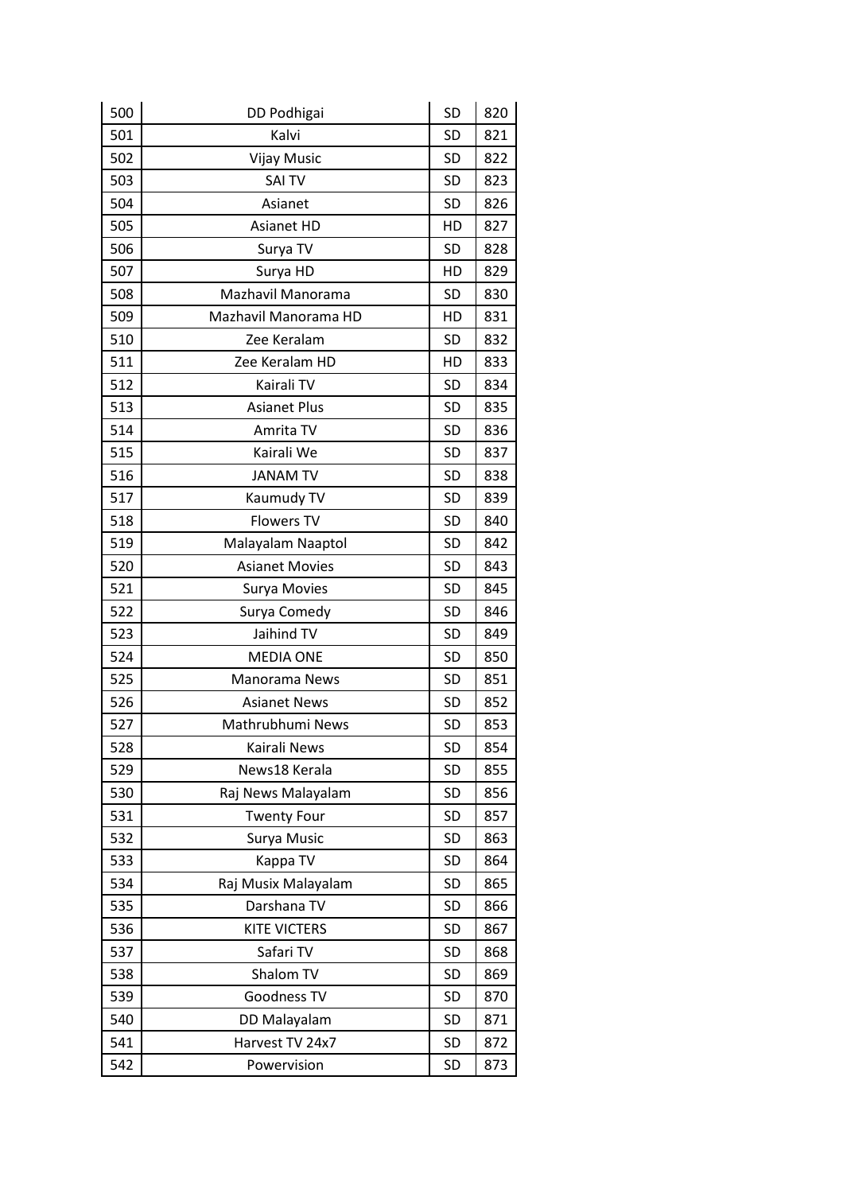| 500 | DD Podhigai | SD | 820 |
|---|---|---|---|
| 501 | Kalvi | SD | 821 |
| 502 | Vijay Music | SD | 822 |
| 503 | SAI TV | SD | 823 |
| 504 | Asianet | SD | 826 |
| 505 | Asianet HD | HD | 827 |
| 506 | Surya TV | SD | 828 |
| 507 | Surya HD | HD | 829 |
| 508 | Mazhavil Manorama | SD | 830 |
| 509 | Mazhavil Manorama HD | HD | 831 |
| 510 | Zee Keralam | SD | 832 |
| 511 | Zee Keralam HD | HD | 833 |
| 512 | Kairali TV | SD | 834 |
| 513 | Asianet Plus | SD | 835 |
| 514 | Amrita TV | SD | 836 |
| 515 | Kairali We | SD | 837 |
| 516 | JANAM TV | SD | 838 |
| 517 | Kaumudy TV | SD | 839 |
| 518 | Flowers TV | SD | 840 |
| 519 | Malayalam Naaptol | SD | 842 |
| 520 | Asianet Movies | SD | 843 |
| 521 | Surya Movies | SD | 845 |
| 522 | Surya Comedy | SD | 846 |
| 523 | Jaihind TV | SD | 849 |
| 524 | MEDIA ONE | SD | 850 |
| 525 | Manorama News | SD | 851 |
| 526 | Asianet News | SD | 852 |
| 527 | Mathrubhumi News | SD | 853 |
| 528 | Kairali News | SD | 854 |
| 529 | News18 Kerala | SD | 855 |
| 530 | Raj News Malayalam | SD | 856 |
| 531 | Twenty Four | SD | 857 |
| 532 | Surya Music | SD | 863 |
| 533 | Kappa TV | SD | 864 |
| 534 | Raj Musix Malayalam | SD | 865 |
| 535 | Darshana TV | SD | 866 |
| 536 | KITE VICTERS | SD | 867 |
| 537 | Safari TV | SD | 868 |
| 538 | Shalom TV | SD | 869 |
| 539 | Goodness TV | SD | 870 |
| 540 | DD Malayalam | SD | 871 |
| 541 | Harvest TV 24x7 | SD | 872 |
| 542 | Powervision | SD | 873 |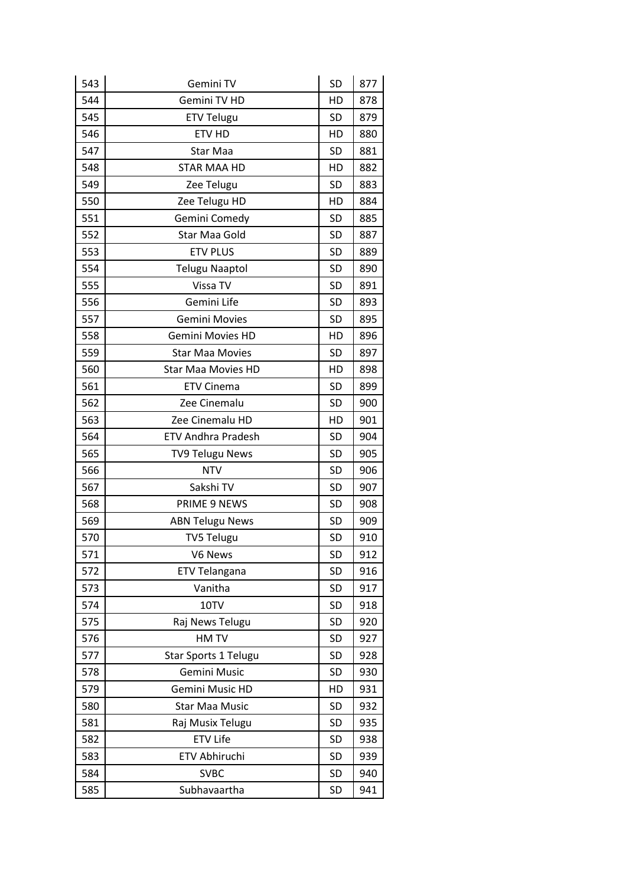| 543 | Gemini TV | SD | 877 |
|---|---|---|---|
| 544 | Gemini TV HD | HD | 878 |
| 545 | ETV Telugu | SD | 879 |
| 546 | ETV HD | HD | 880 |
| 547 | Star Maa | SD | 881 |
| 548 | STAR MAA HD | HD | 882 |
| 549 | Zee Telugu | SD | 883 |
| 550 | Zee Telugu HD | HD | 884 |
| 551 | Gemini Comedy | SD | 885 |
| 552 | Star Maa Gold | SD | 887 |
| 553 | ETV PLUS | SD | 889 |
| 554 | Telugu Naaptol | SD | 890 |
| 555 | Vissa TV | SD | 891 |
| 556 | Gemini Life | SD | 893 |
| 557 | Gemini Movies | SD | 895 |
| 558 | Gemini Movies HD | HD | 896 |
| 559 | Star Maa Movies | SD | 897 |
| 560 | Star Maa Movies HD | HD | 898 |
| 561 | ETV Cinema | SD | 899 |
| 562 | Zee Cinemalu | SD | 900 |
| 563 | Zee Cinemalu HD | HD | 901 |
| 564 | ETV Andhra Pradesh | SD | 904 |
| 565 | TV9 Telugu News | SD | 905 |
| 566 | NTV | SD | 906 |
| 567 | Sakshi TV | SD | 907 |
| 568 | PRIME 9 NEWS | SD | 908 |
| 569 | ABN Telugu News | SD | 909 |
| 570 | TV5 Telugu | SD | 910 |
| 571 | V6 News | SD | 912 |
| 572 | ETV Telangana | SD | 916 |
| 573 | Vanitha | SD | 917 |
| 574 | 10TV | SD | 918 |
| 575 | Raj News Telugu | SD | 920 |
| 576 | HM TV | SD | 927 |
| 577 | Star Sports 1 Telugu | SD | 928 |
| 578 | Gemini Music | SD | 930 |
| 579 | Gemini Music HD | HD | 931 |
| 580 | Star Maa Music | SD | 932 |
| 581 | Raj Musix Telugu | SD | 935 |
| 582 | ETV Life | SD | 938 |
| 583 | ETV Abhiruchi | SD | 939 |
| 584 | SVBC | SD | 940 |
| 585 | Subhavaartha | SD | 941 |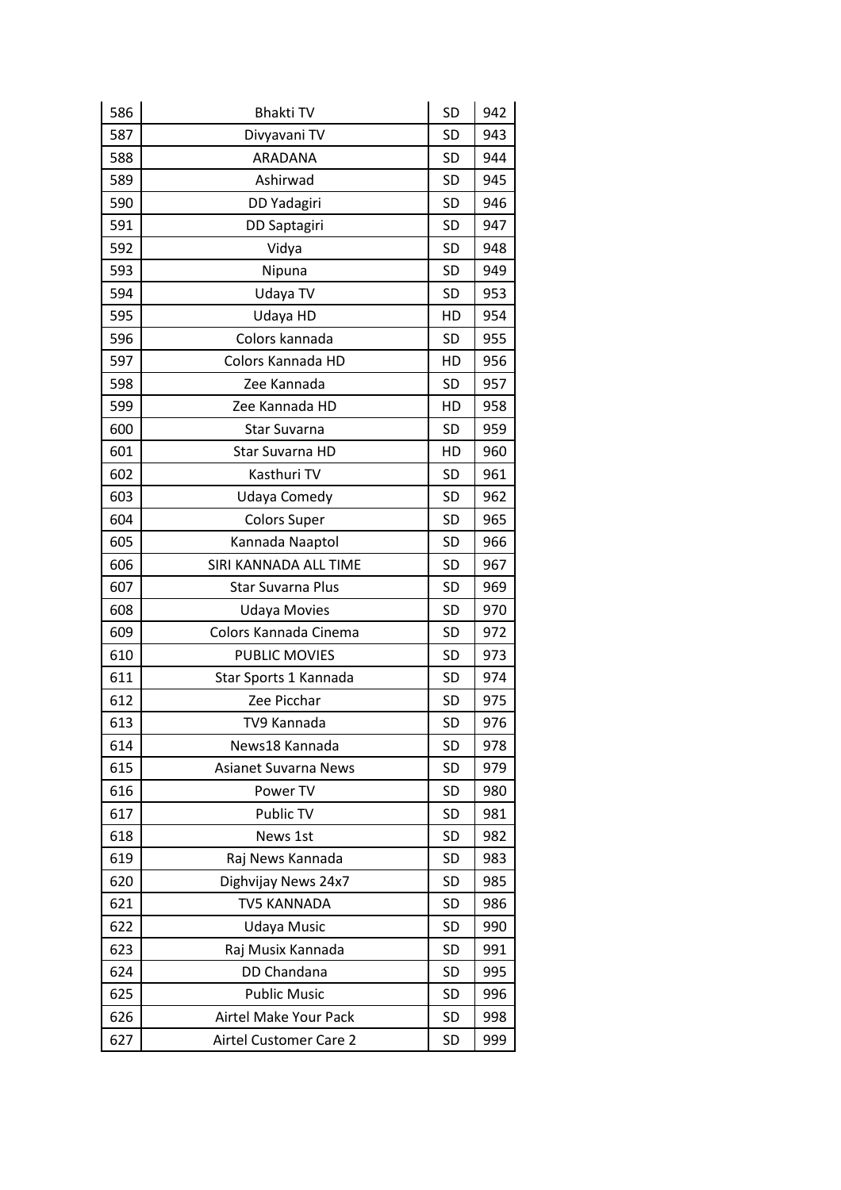| 586 | Bhakti TV | SD | 942 |
|---|---|---|---|
| 587 | Divyavani TV | SD | 943 |
| 588 | ARADANA | SD | 944 |
| 589 | Ashirwad | SD | 945 |
| 590 | DD Yadagiri | SD | 946 |
| 591 | DD Saptagiri | SD | 947 |
| 592 | Vidya | SD | 948 |
| 593 | Nipuna | SD | 949 |
| 594 | Udaya TV | SD | 953 |
| 595 | Udaya HD | HD | 954 |
| 596 | Colors kannada | SD | 955 |
| 597 | Colors Kannada HD | HD | 956 |
| 598 | Zee Kannada | SD | 957 |
| 599 | Zee Kannada HD | HD | 958 |
| 600 | Star Suvarna | SD | 959 |
| 601 | Star Suvarna HD | HD | 960 |
| 602 | Kasthuri TV | SD | 961 |
| 603 | Udaya Comedy | SD | 962 |
| 604 | Colors Super | SD | 965 |
| 605 | Kannada Naaptol | SD | 966 |
| 606 | SIRI KANNADA ALL TIME | SD | 967 |
| 607 | Star Suvarna Plus | SD | 969 |
| 608 | Udaya Movies | SD | 970 |
| 609 | Colors Kannada Cinema | SD | 972 |
| 610 | PUBLIC MOVIES | SD | 973 |
| 611 | Star Sports 1 Kannada | SD | 974 |
| 612 | Zee Picchar | SD | 975 |
| 613 | TV9 Kannada | SD | 976 |
| 614 | News18 Kannada | SD | 978 |
| 615 | Asianet Suvarna News | SD | 979 |
| 616 | Power TV | SD | 980 |
| 617 | Public TV | SD | 981 |
| 618 | News 1st | SD | 982 |
| 619 | Raj News Kannada | SD | 983 |
| 620 | Dighvijay News 24x7 | SD | 985 |
| 621 | TV5 KANNADA | SD | 986 |
| 622 | Udaya Music | SD | 990 |
| 623 | Raj Musix Kannada | SD | 991 |
| 624 | DD Chandana | SD | 995 |
| 625 | Public Music | SD | 996 |
| 626 | Airtel Make Your Pack | SD | 998 |
| 627 | Airtel Customer Care 2 | SD | 999 |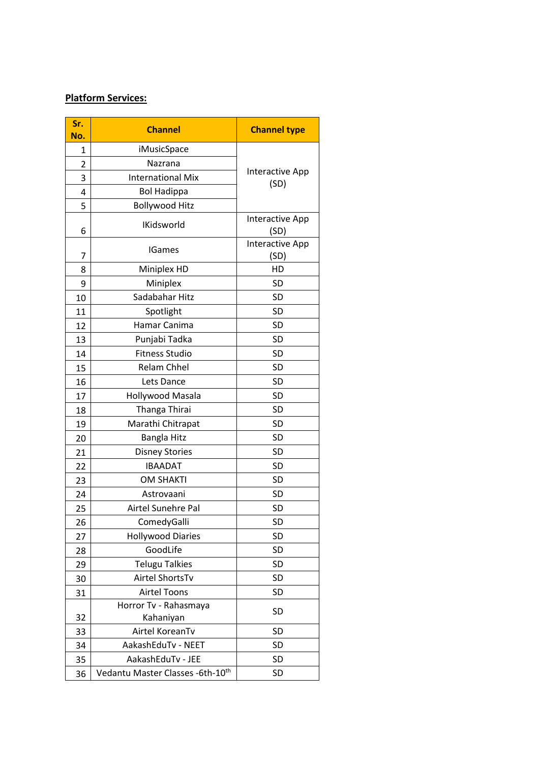**Platform Services:**

| Sr. No. | Channel | Channel type |
|---|---|---|
| 1 | iMusicSpace | Interactive App (SD) |
| 2 | Nazrana | |
| 3 | International Mix | |
| 4 | Bol Hadippa | |
| 5 | Bollywood Hitz | |
| 6 | IKidsworld | Interactive App (SD) |
| 7 | IGames | Interactive App (SD) |
| 8 | Miniplex HD | HD |
| 9 | Miniplex | SD |
| 10 | Sadabahar Hitz | SD |
| 11 | Spotlight | SD |
| 12 | Hamar Canima | SD |
| 13 | Punjabi Tadka | SD |
| 14 | Fitness Studio | SD |
| 15 | Relam Chhel | SD |
| 16 | Lets Dance | SD |
| 17 | Hollywood Masala | SD |
| 18 | Thanga Thirai | SD |
| 19 | Marathi Chitrapat | SD |
| 20 | Bangla Hitz | SD |
| 21 | Disney Stories | SD |
| 22 | IBAADAT | SD |
| 23 | OM SHAKTI | SD |
| 24 | Astrovaani | SD |
| 25 | Airtel Sunehre Pal | SD |
| 26 | ComedyGalli | SD |
| 27 | Hollywood Diaries | SD |
| 28 | GoodLife | SD |
| 29 | Telugu Talkies | SD |
| 30 | Airtel ShortsTv | SD |
| 31 | Airtel Toons | SD |
| 32 | Horror Tv - Rahasmaya Kahaniyan | SD |
| 33 | Airtel KoreanTv | SD |
| 34 | AakashEduTv - NEET | SD |
| 35 | AakashEduTv - JEE | SD |
| 36 | Vedantu Master Classes -6th-10th | SD |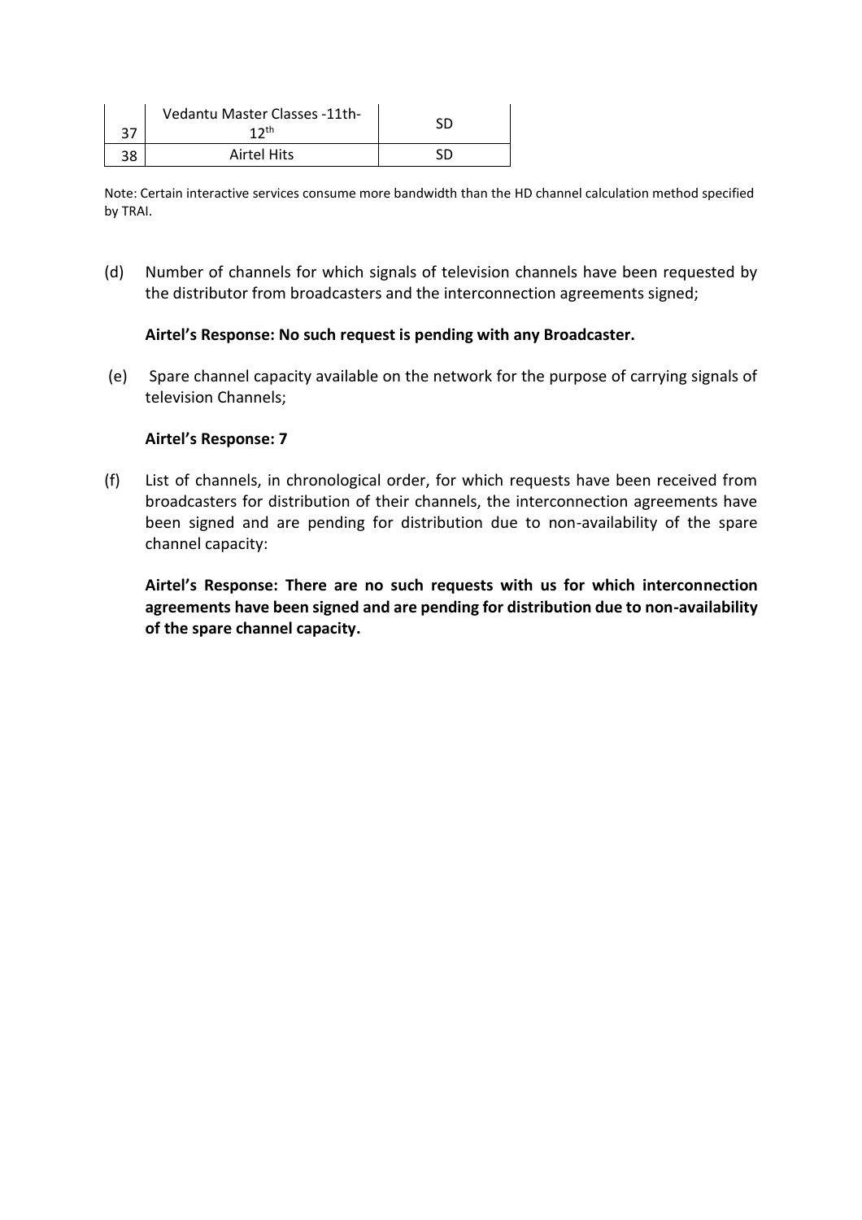| | | |
|---|---|---|
| 37 | Vedantu Master Classes -11th-12th | SD |
| 38 | Airtel Hits | SD |

Note: Certain interactive services consume more bandwidth than the HD channel calculation method specified by TRAI.

(d) Number of channels for which signals of television channels have been requested by the distributor from broadcasters and the interconnection agreements signed;

**Airtel's Response: No such request is pending with any Broadcaster.**

(e) Spare channel capacity available on the network for the purpose of carrying signals of television Channels;

**Airtel's Response: 7**

(f) List of channels, in chronological order, for which requests have been received from broadcasters for distribution of their channels, the interconnection agreements have been signed and are pending for distribution due to non-availability of the spare channel capacity:

**Airtel's Response: There are no such requests with us for which interconnection agreements have been signed and are pending for distribution due to non-availability of the spare channel capacity.**